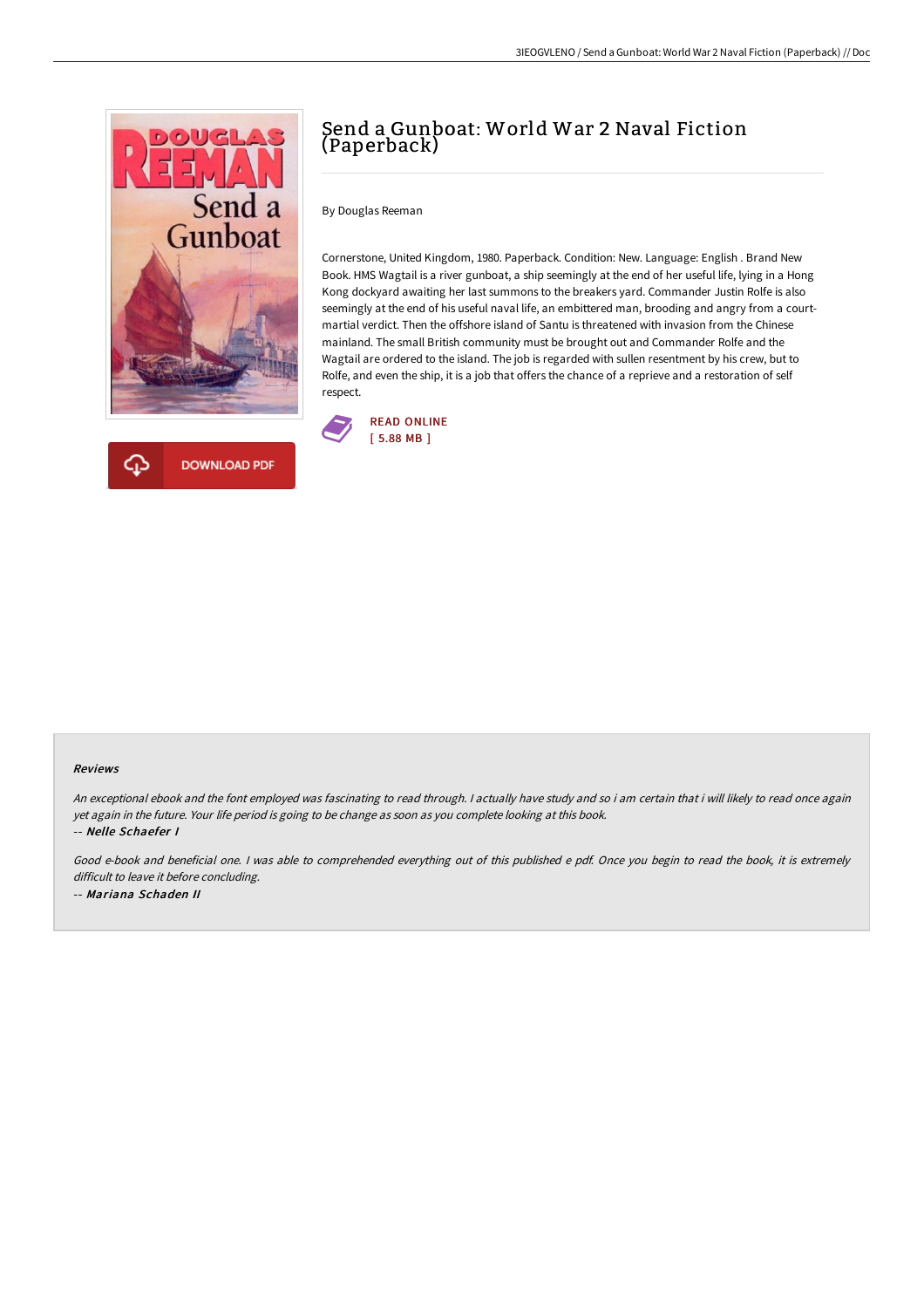# Send a Gunboat: World War 2 Naval Fiction (Paperback)

By Douglas Reeman

Cornerstone, United Kingdom, 1980. Paperback. Condition: New. Language: English . Brand New Book. HMS Wagtail is a river gunboat, a ship seemingly at the end of her useful life, lying in a Hong Kong dockyard awaiting her last summons to the breakers yard. Commander Justin Rolfe is also seemingly at the end of his useful naval life, an embittered man, brooding and angry from a court-martial verdict. Then the offshore island of Santu is threatened with invasion from the Chinese mainland. The small British community must be brought out and Commander Rolfe and the Wagtail are ordered to the island. The job is regarded with sullen resentment by his crew, but to Rolfe, and even the ship, it is a job that offers the chance of a reprieve and a restoration of self respect.

READ ONLINE
[ 5.88 MB ]

DOWNLOAD PDF

### Reviews

*An exceptional ebook and the font employed was fascinating to read through. I actually have study and so i am certain that i will likely to read once again yet again in the future. Your life period is going to be change as soon as you complete looking at this book.*

-- ***Nelle Schaefer I***

*Good e-book and beneficial one. I was able to comprehended everything out of this published e pdf. Once you begin to read the book, it is extremely difficult to leave it before concluding.*

-- ***Mariana Schaden II***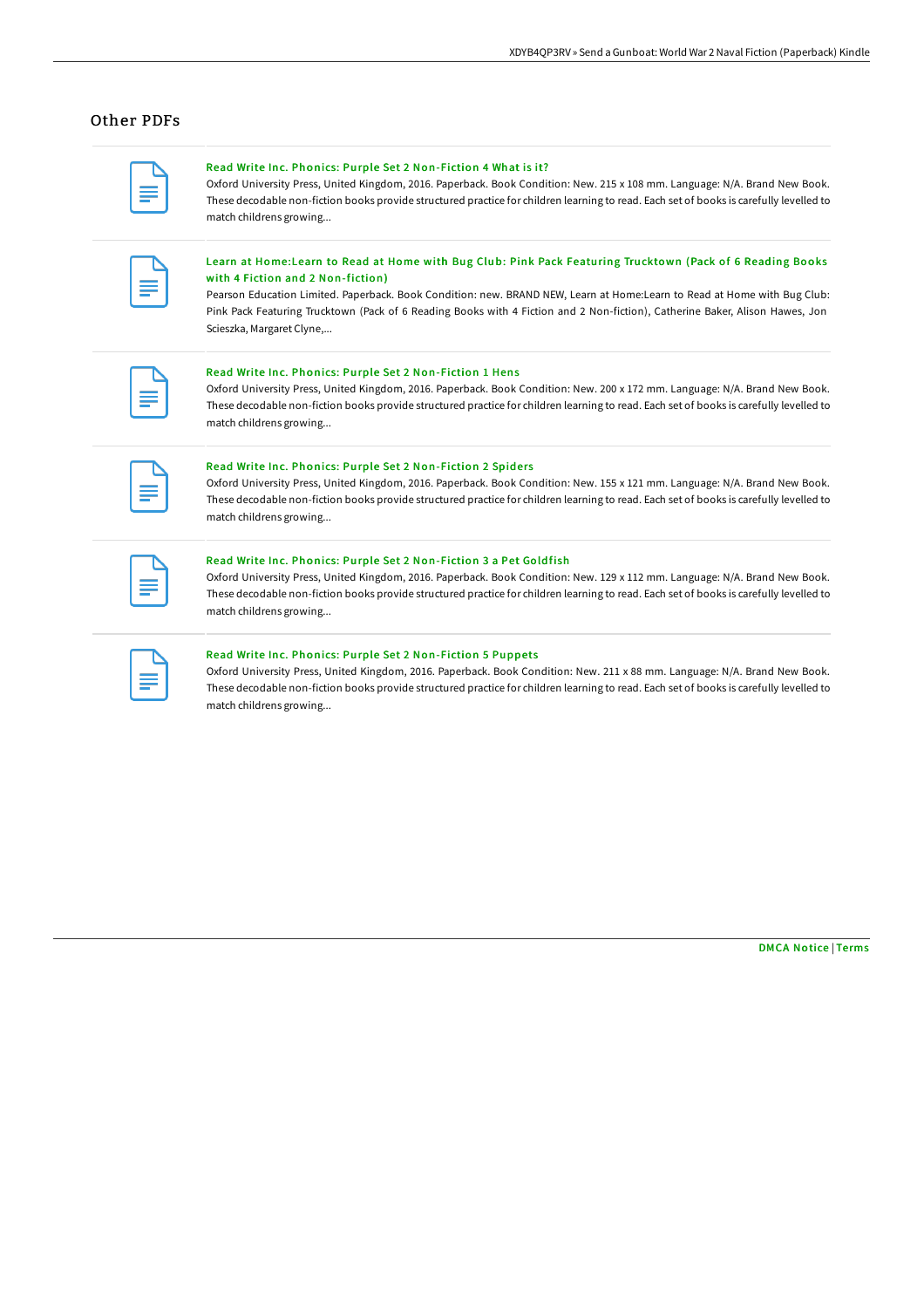## Other PDFs

### Read Write Inc. Phonics: Purple Set 2 Non-Fiction 4 What is it?

Oxford University Press, United Kingdom, 2016. Paperback. Book Condition: New. 215 x 108 mm. Language: N/A. Brand New Book. These decodable non-fiction books provide structured practice for children learning to read. Each set of books is carefully levelled to match childrens growing...

### Learn at Home:Learn to Read at Home with Bug Club: Pink Pack Featuring Trucktown (Pack of 6 Reading Books with 4 Fiction and 2 Non-fiction)

Pearson Education Limited. Paperback. Book Condition: new. BRAND NEW, Learn at Home:Learn to Read at Home with Bug Club: Pink Pack Featuring Trucktown (Pack of 6 Reading Books with 4 Fiction and 2 Non-fiction), Catherine Baker, Alison Hawes, Jon Scieszka, Margaret Clyne,...

### Read Write Inc. Phonics: Purple Set 2 Non-Fiction 1 Hens

Oxford University Press, United Kingdom, 2016. Paperback. Book Condition: New. 200 x 172 mm. Language: N/A. Brand New Book. These decodable non-fiction books provide structured practice for children learning to read. Each set of books is carefully levelled to match childrens growing...

### Read Write Inc. Phonics: Purple Set 2 Non-Fiction 2 Spiders

Oxford University Press, United Kingdom, 2016. Paperback. Book Condition: New. 155 x 121 mm. Language: N/A. Brand New Book. These decodable non-fiction books provide structured practice for children learning to read. Each set of books is carefully levelled to match childrens growing...

### Read Write Inc. Phonics: Purple Set 2 Non-Fiction 3 a Pet Goldfish

Oxford University Press, United Kingdom, 2016. Paperback. Book Condition: New. 129 x 112 mm. Language: N/A. Brand New Book. These decodable non-fiction books provide structured practice for children learning to read. Each set of books is carefully levelled to match childrens growing...

### Read Write Inc. Phonics: Purple Set 2 Non-Fiction 5 Puppets

Oxford University Press, United Kingdom, 2016. Paperback. Book Condition: New. 211 x 88 mm. Language: N/A. Brand New Book. These decodable non-fiction books provide structured practice for children learning to read. Each set of books is carefully levelled to match childrens growing...

DMCA Notice | Terms